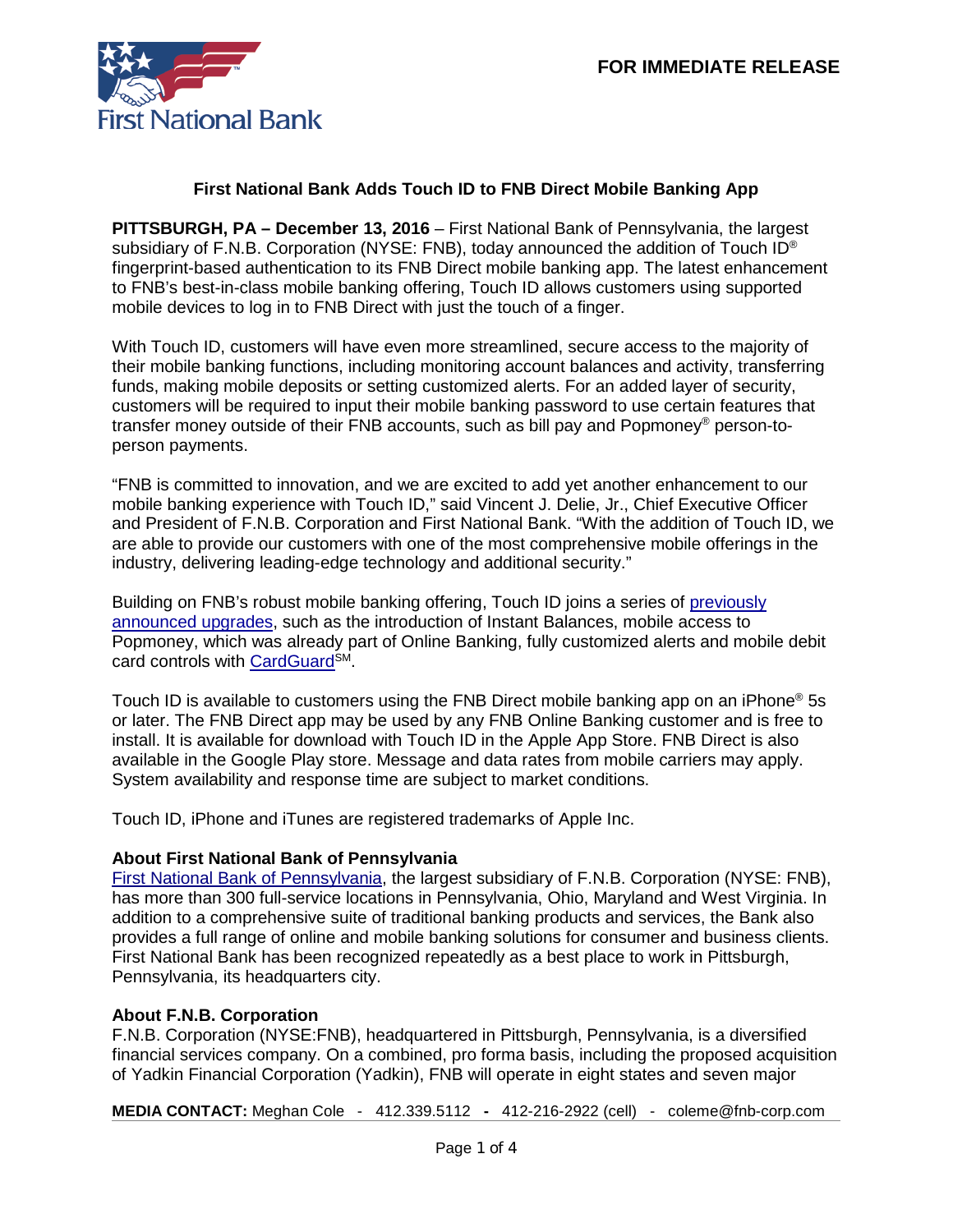First National Bank

**FOR IMMEDIATE RELEASE**

## First National Bank Adds Touch ID to FNB Direct Mobile Banking App

**PITTSBURGH, PA – December 13, 2016** – First National Bank of Pennsylvania, the largest subsidiary of F.N.B. Corporation (NYSE: FNB), today announced the addition of Touch ID® fingerprint-based authentication to its FNB Direct mobile banking app. The latest enhancement to FNB's best-in-class mobile banking offering, Touch ID allows customers using supported mobile devices to log in to FNB Direct with just the touch of a finger.

With Touch ID, customers will have even more streamlined, secure access to the majority of their mobile banking functions, including monitoring account balances and activity, transferring funds, making mobile deposits or setting customized alerts. For an added layer of security, customers will be required to input their mobile banking password to use certain features that transfer money outside of their FNB accounts, such as bill pay and Popmoney® person-to-person payments.

"FNB is committed to innovation, and we are excited to add yet another enhancement to our mobile banking experience with Touch ID," said Vincent J. Delie, Jr., Chief Executive Officer and President of F.N.B. Corporation and First National Bank. "With the addition of Touch ID, we are able to provide our customers with one of the most comprehensive mobile offerings in the industry, delivering leading-edge technology and additional security."

Building on FNB's robust mobile banking offering, Touch ID joins a series of previously announced upgrades, such as the introduction of Instant Balances, mobile access to Popmoney, which was already part of Online Banking, fully customized alerts and mobile debit card controls with CardGuard℠.

Touch ID is available to customers using the FNB Direct mobile banking app on an iPhone® 5s or later. The FNB Direct app may be used by any FNB Online Banking customer and is free to install. It is available for download with Touch ID in the Apple App Store. FNB Direct is also available in the Google Play store. Message and data rates from mobile carriers may apply. System availability and response time are subject to market conditions.

Touch ID, iPhone and iTunes are registered trademarks of Apple Inc.

### About First National Bank of Pennsylvania

First National Bank of Pennsylvania, the largest subsidiary of F.N.B. Corporation (NYSE: FNB), has more than 300 full-service locations in Pennsylvania, Ohio, Maryland and West Virginia. In addition to a comprehensive suite of traditional banking products and services, the Bank also provides a full range of online and mobile banking solutions for consumer and business clients. First National Bank has been recognized repeatedly as a best place to work in Pittsburgh, Pennsylvania, its headquarters city.

### About F.N.B. Corporation

F.N.B. Corporation (NYSE:FNB), headquartered in Pittsburgh, Pennsylvania, is a diversified financial services company. On a combined, pro forma basis, including the proposed acquisition of Yadkin Financial Corporation (Yadkin), FNB will operate in eight states and seven major

**MEDIA CONTACT:** Meghan Cole - 412.339.5112 **-** 412-216-2922 (cell) - coleme@fnb-corp.com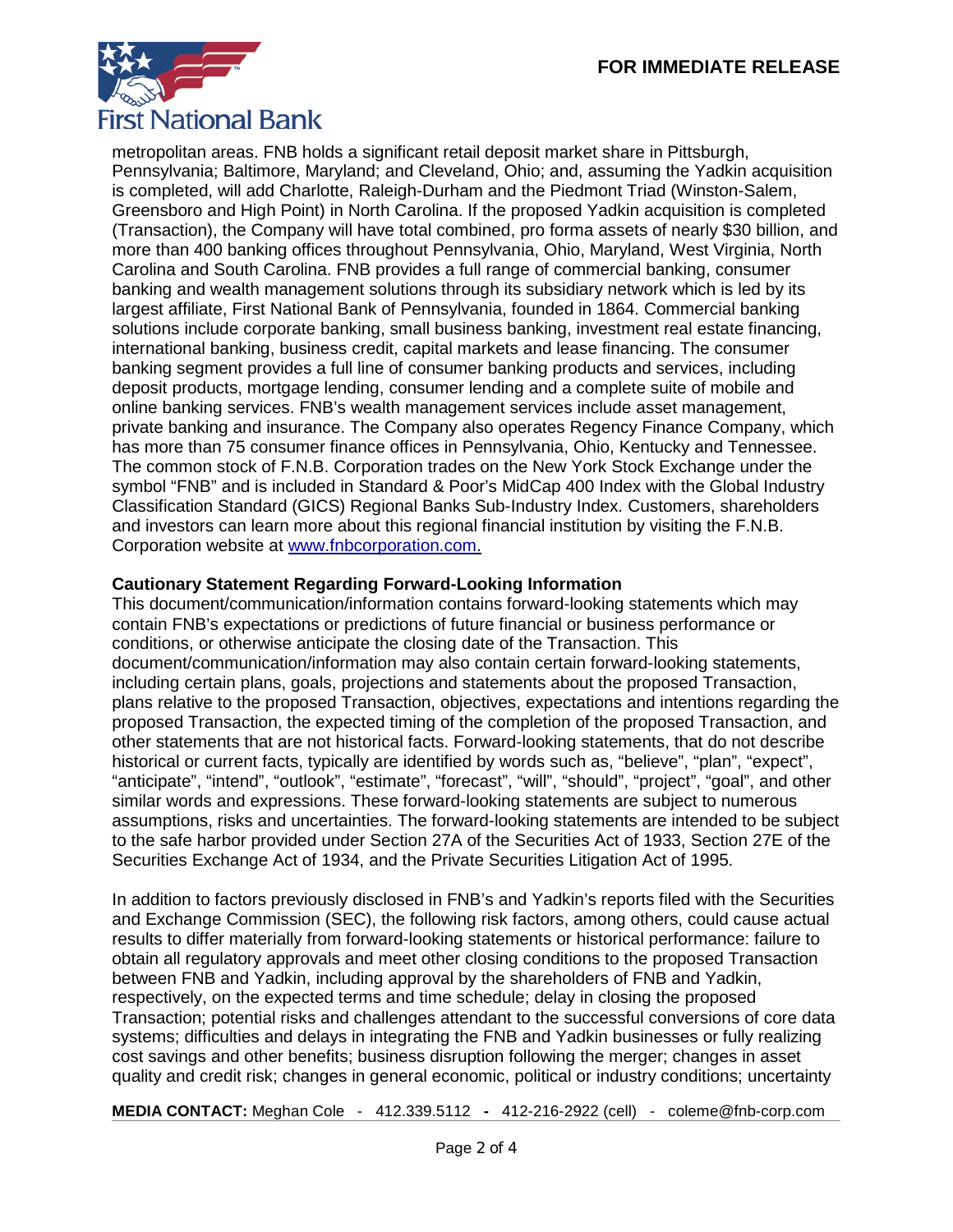metropolitan areas. FNB holds a significant retail deposit market share in Pittsburgh, Pennsylvania; Baltimore, Maryland; and Cleveland, Ohio; and, assuming the Yadkin acquisition is completed, will add Charlotte, Raleigh-Durham and the Piedmont Triad (Winston-Salem, Greensboro and High Point) in North Carolina. If the proposed Yadkin acquisition is completed (Transaction), the Company will have total combined, pro forma assets of nearly $30 billion, and more than 400 banking offices throughout Pennsylvania, Ohio, Maryland, West Virginia, North Carolina and South Carolina. FNB provides a full range of commercial banking, consumer banking and wealth management solutions through its subsidiary network which is led by its largest affiliate, First National Bank of Pennsylvania, founded in 1864. Commercial banking solutions include corporate banking, small business banking, investment real estate financing, international banking, business credit, capital markets and lease financing. The consumer banking segment provides a full line of consumer banking products and services, including deposit products, mortgage lending, consumer lending and a complete suite of mobile and online banking services. FNB's wealth management services include asset management, private banking and insurance. The Company also operates Regency Finance Company, which has more than 75 consumer finance offices in Pennsylvania, Ohio, Kentucky and Tennessee. The common stock of F.N.B. Corporation trades on the New York Stock Exchange under the symbol "FNB" and is included in Standard & Poor's MidCap 400 Index with the Global Industry Classification Standard (GICS) Regional Banks Sub-Industry Index. Customers, shareholders and investors can learn more about this regional financial institution by visiting the F.N.B. Corporation website at www.fnbcorporation.com.

**Cautionary Statement Regarding Forward-Looking Information**

This document/communication/information contains forward-looking statements which may contain FNB's expectations or predictions of future financial or business performance or conditions, or otherwise anticipate the closing date of the Transaction. This document/communication/information may also contain certain forward-looking statements, including certain plans, goals, projections and statements about the proposed Transaction, plans relative to the proposed Transaction, objectives, expectations and intentions regarding the proposed Transaction, the expected timing of the completion of the proposed Transaction, and other statements that are not historical facts. Forward-looking statements, that do not describe historical or current facts, typically are identified by words such as, "believe", "plan", "expect", "anticipate", "intend", "outlook", "estimate", "forecast", "will", "should", "project", "goal", and other similar words and expressions. These forward-looking statements are subject to numerous assumptions, risks and uncertainties. The forward-looking statements are intended to be subject to the safe harbor provided under Section 27A of the Securities Act of 1933, Section 27E of the Securities Exchange Act of 1934, and the Private Securities Litigation Act of 1995.

In addition to factors previously disclosed in FNB's and Yadkin's reports filed with the Securities and Exchange Commission (SEC), the following risk factors, among others, could cause actual results to differ materially from forward-looking statements or historical performance: failure to obtain all regulatory approvals and meet other closing conditions to the proposed Transaction between FNB and Yadkin, including approval by the shareholders of FNB and Yadkin, respectively, on the expected terms and time schedule; delay in closing the proposed Transaction; potential risks and challenges attendant to the successful conversions of core data systems; difficulties and delays in integrating the FNB and Yadkin businesses or fully realizing cost savings and other benefits; business disruption following the merger; changes in asset quality and credit risk; changes in general economic, political or industry conditions; uncertainty

**MEDIA CONTACT:** Meghan Cole - 412.339.5112 **-** 412-216-2922 (cell) - coleme@fnb-corp.com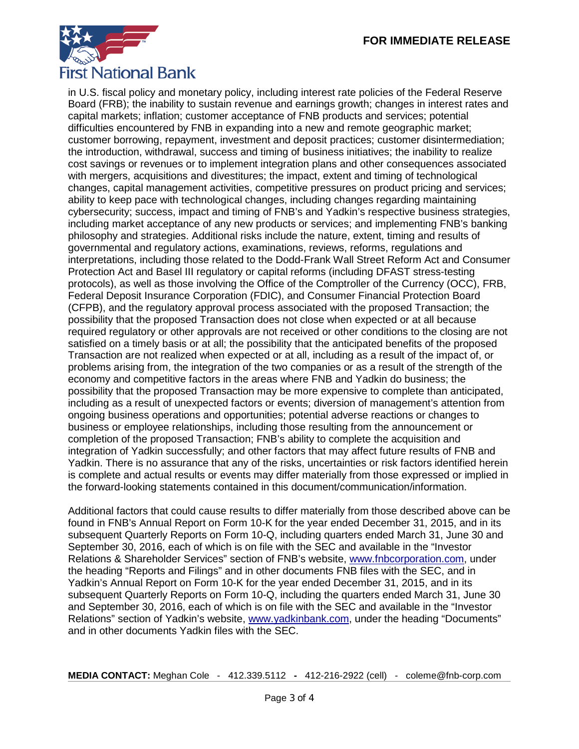in U.S. fiscal policy and monetary policy, including interest rate policies of the Federal Reserve Board (FRB); the inability to sustain revenue and earnings growth; changes in interest rates and capital markets; inflation; customer acceptance of FNB products and services; potential difficulties encountered by FNB in expanding into a new and remote geographic market; customer borrowing, repayment, investment and deposit practices; customer disintermediation; the introduction, withdrawal, success and timing of business initiatives; the inability to realize cost savings or revenues or to implement integration plans and other consequences associated with mergers, acquisitions and divestitures; the impact, extent and timing of technological changes, capital management activities, competitive pressures on product pricing and services; ability to keep pace with technological changes, including changes regarding maintaining cybersecurity; success, impact and timing of FNB's and Yadkin's respective business strategies, including market acceptance of any new products or services; and implementing FNB's banking philosophy and strategies. Additional risks include the nature, extent, timing and results of governmental and regulatory actions, examinations, reviews, reforms, regulations and interpretations, including those related to the Dodd-Frank Wall Street Reform Act and Consumer Protection Act and Basel III regulatory or capital reforms (including DFAST stress-testing protocols), as well as those involving the Office of the Comptroller of the Currency (OCC), FRB, Federal Deposit Insurance Corporation (FDIC), and Consumer Financial Protection Board (CFPB), and the regulatory approval process associated with the proposed Transaction; the possibility that the proposed Transaction does not close when expected or at all because required regulatory or other approvals are not received or other conditions to the closing are not satisfied on a timely basis or at all; the possibility that the anticipated benefits of the proposed Transaction are not realized when expected or at all, including as a result of the impact of, or problems arising from, the integration of the two companies or as a result of the strength of the economy and competitive factors in the areas where FNB and Yadkin do business; the possibility that the proposed Transaction may be more expensive to complete than anticipated, including as a result of unexpected factors or events; diversion of management's attention from ongoing business operations and opportunities; potential adverse reactions or changes to business or employee relationships, including those resulting from the announcement or completion of the proposed Transaction; FNB's ability to complete the acquisition and integration of Yadkin successfully; and other factors that may affect future results of FNB and Yadkin. There is no assurance that any of the risks, uncertainties or risk factors identified herein is complete and actual results or events may differ materially from those expressed or implied in the forward-looking statements contained in this document/communication/information.

Additional factors that could cause results to differ materially from those described above can be found in FNB's Annual Report on Form 10-K for the year ended December 31, 2015, and in its subsequent Quarterly Reports on Form 10-Q, including quarters ended March 31, June 30 and September 30, 2016, each of which is on file with the SEC and available in the "Investor Relations & Shareholder Services" section of FNB's website, www.fnbcorporation.com, under the heading "Reports and Filings" and in other documents FNB files with the SEC, and in Yadkin's Annual Report on Form 10-K for the year ended December 31, 2015, and in its subsequent Quarterly Reports on Form 10-Q, including the quarters ended March 31, June 30 and September 30, 2016, each of which is on file with the SEC and available in the "Investor Relations" section of Yadkin's website, www.yadkinbank.com, under the heading "Documents" and in other documents Yadkin files with the SEC.

**MEDIA CONTACT:** Meghan Cole - 412.339.5112 **-** 412-216-2922 (cell) - coleme@fnb-corp.com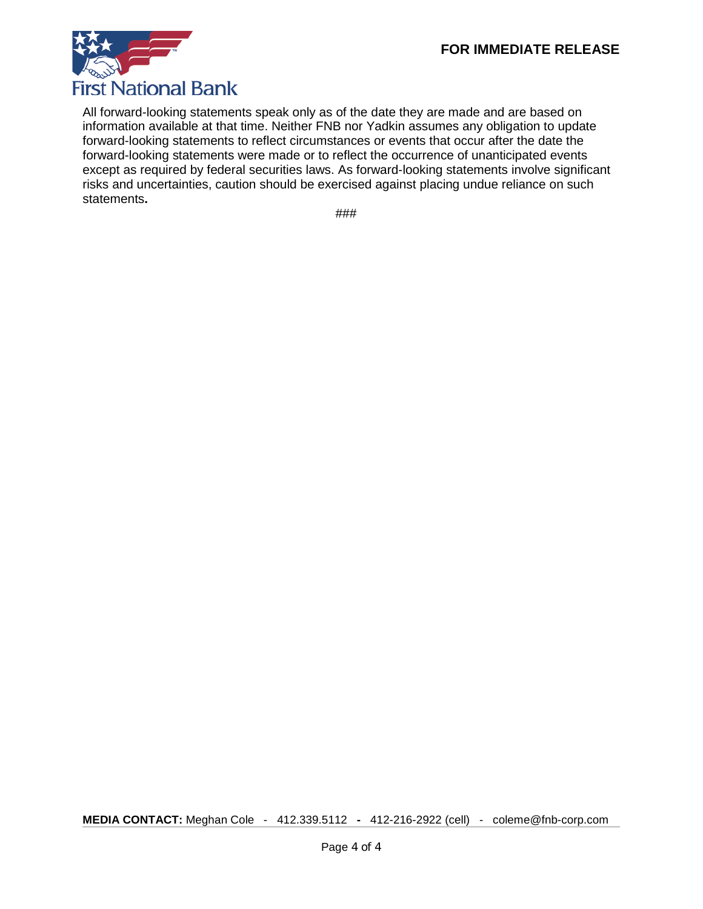All forward-looking statements speak only as of the date they are made and are based on information available at that time. Neither FNB nor Yadkin assumes any obligation to update forward-looking statements to reflect circumstances or events that occur after the date the forward-looking statements were made or to reflect the occurrence of unanticipated events except as required by federal securities laws. As forward-looking statements involve significant risks and uncertainties, caution should be exercised against placing undue reliance on such statements.

###